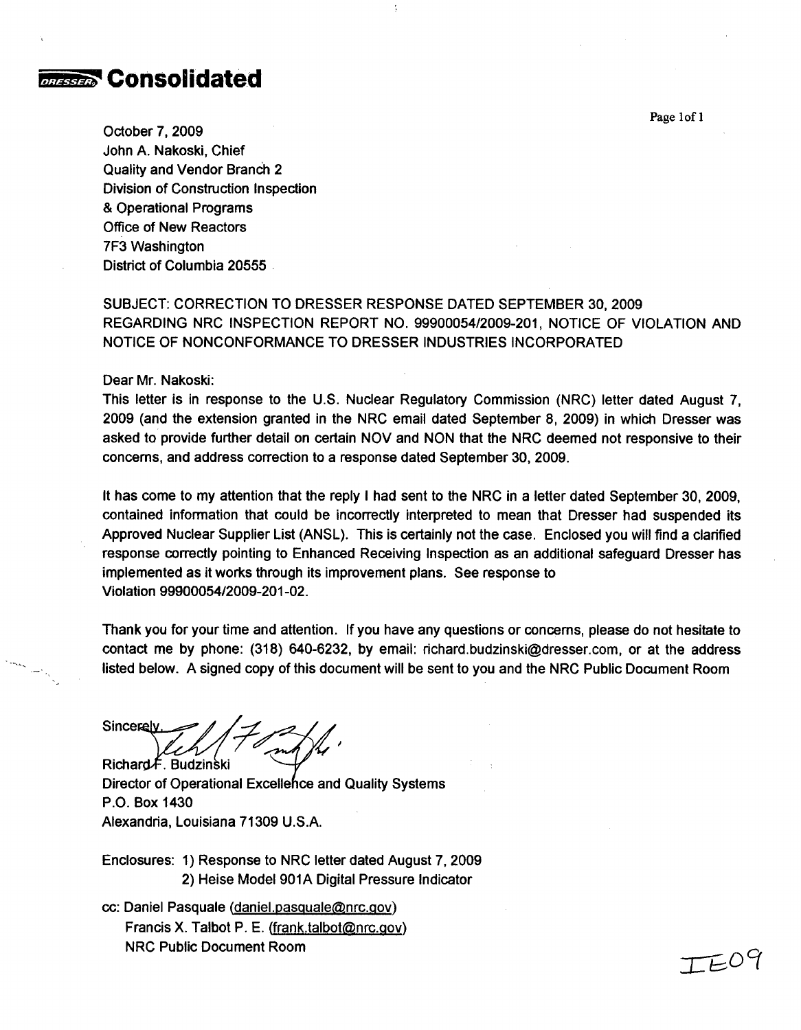**Consolidated**

October 7, 2009
John A. Nakoski, Chief
Quality and Vendor Branch 2
Division of Construction Inspection
& Operational Programs
Office of New Reactors
7F3 Washington
District of Columbia 20555

SUBJECT: CORRECTION TO DRESSER RESPONSE DATED SEPTEMBER 30, 2009 REGARDING NRC INSPECTION REPORT NO. 99900054/2009-201, NOTICE OF VIOLATION AND NOTICE OF NONCONFORMANCE TO DRESSER INDUSTRIES INCORPORATED

Dear Mr. Nakoski:

This letter is in response to the U.S. Nuclear Regulatory Commission (NRC) letter dated August 7, 2009 (and the extension granted in the NRC email dated September 8, 2009) in which Dresser was asked to provide further detail on certain NOV and NON that the NRC deemed not responsive to their concerns, and address correction to a response dated September 30, 2009.

It has come to my attention that the reply I had sent to the NRC in a letter dated September 30, 2009, contained information that could be incorrectly interpreted to mean that Dresser had suspended its Approved Nuclear Supplier List (ANSL). This is certainly not the case. Enclosed you will find a clarified response correctly pointing to Enhanced Receiving Inspection as an additional safeguard Dresser has implemented as it works through its improvement plans. See response to Violation 99900054/2009-201-02.

Thank you for your time and attention. If you have any questions or concerns, please do not hesitate to contact me by phone: (318) 640-6232, by email: richard.budzinski@dresser.com, or at the address listed below. A signed copy of this document will be sent to you and the NRC Public Document Room

Sincerely,

Richard F. Budzinski
Director of Operational Excellence and Quality Systems
P.O. Box 1430
Alexandria, Louisiana 71309 U.S.A.

Enclosures: 1) Response to NRC letter dated August 7, 2009
2) Heise Model 901A Digital Pressure Indicator

cc: Daniel Pasquale (daniel.pasquale@nrc.gov)
Francis X. Talbot P. E. (frank.talbot@nrc.gov)
NRC Public Document Room

IE09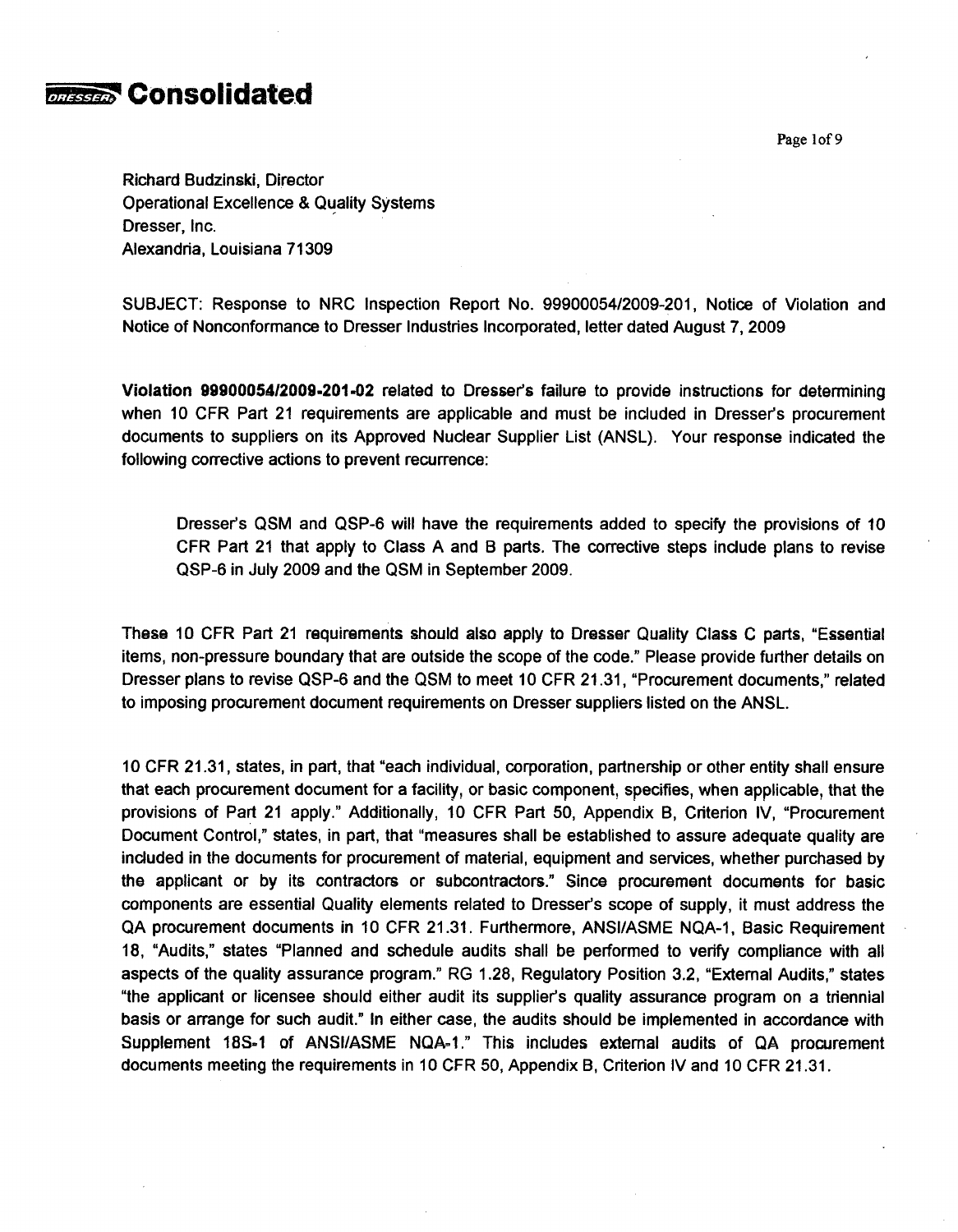# Consolidated

Richard Budzinski, Director
Operational Excellence & Quality Systems
Dresser, Inc.
Alexandria, Louisiana 71309

SUBJECT: Response to NRC Inspection Report No. 99900054/2009-201, Notice of Violation and Notice of Nonconformance to Dresser Industries Incorporated, letter dated August 7, 2009

**Violation 99900054/2009-201-02** related to Dresser's failure to provide instructions for determining when 10 CFR Part 21 requirements are applicable and must be included in Dresser's procurement documents to suppliers on its Approved Nuclear Supplier List (ANSL). Your response indicated the following corrective actions to prevent recurrence:

> Dresser's QSM and QSP-6 will have the requirements added to specify the provisions of 10 CFR Part 21 that apply to Class A and B parts. The corrective steps include plans to revise QSP-6 in July 2009 and the QSM in September 2009.

These 10 CFR Part 21 requirements should also apply to Dresser Quality Class C parts, "Essential items, non-pressure boundary that are outside the scope of the code." Please provide further details on Dresser plans to revise QSP-6 and the QSM to meet 10 CFR 21.31, "Procurement documents," related to imposing procurement document requirements on Dresser suppliers listed on the ANSL.

10 CFR 21.31, states, in part, that "each individual, corporation, partnership or other entity shall ensure that each procurement document for a facility, or basic component, specifies, when applicable, that the provisions of Part 21 apply." Additionally, 10 CFR Part 50, Appendix B, Criterion IV, "Procurement Document Control," states, in part, that "measures shall be established to assure adequate quality are included in the documents for procurement of material, equipment and services, whether purchased by the applicant or by its contractors or subcontractors." Since procurement documents for basic components are essential Quality elements related to Dresser's scope of supply, it must address the QA procurement documents in 10 CFR 21.31. Furthermore, ANSI/ASME NQA-1, Basic Requirement 18, "Audits," states "Planned and schedule audits shall be performed to verify compliance with all aspects of the quality assurance program." RG 1.28, Regulatory Position 3.2, "External Audits," states "the applicant or licensee should either audit its supplier's quality assurance program on a triennial basis or arrange for such audit." In either case, the audits should be implemented in accordance with Supplement 18S-1 of ANSI/ASME NQA-1." This includes external audits of QA procurement documents meeting the requirements in 10 CFR 50, Appendix B, Criterion IV and 10 CFR 21.31.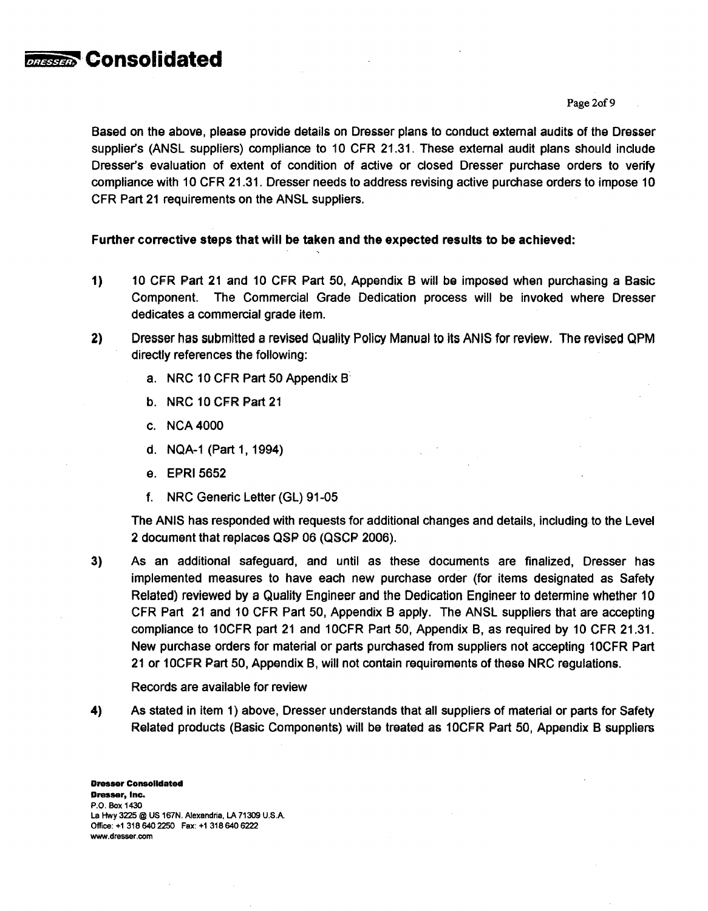Based on the above, please provide details on Dresser plans to conduct external audits of the Dresser supplier's (ANSL suppliers) compliance to 10 CFR 21.31. These external audit plans should include Dresser's evaluation of extent of condition of active or closed Dresser purchase orders to verify compliance with 10 CFR 21.31. Dresser needs to address revising active purchase orders to impose 10 CFR Part 21 requirements on the ANSL suppliers.

**Further corrective steps that will be taken and the expected results to be achieved:**

1) 10 CFR Part 21 and 10 CFR Part 50, Appendix B will be imposed when purchasing a Basic Component. The Commercial Grade Dedication process will be invoked where Dresser dedicates a commercial grade item.

2) Dresser has submitted a revised Quality Policy Manual to its ANIS for review. The revised QPM directly references the following:

   a. NRC 10 CFR Part 50 Appendix B
   b. NRC 10 CFR Part 21
   c. NCA 4000
   d. NQA-1 (Part 1, 1994)
   e. EPRI 5652
   f. NRC Generic Letter (GL) 91-05

   The ANIS has responded with requests for additional changes and details, including to the Level 2 document that replaces QSP 06 (QSCP 2006).

3) As an additional safeguard, and until as these documents are finalized, Dresser has implemented measures to have each new purchase order (for items designated as Safety Related) reviewed by a Quality Engineer and the Dedication Engineer to determine whether 10 CFR Part 21 and 10 CFR Part 50, Appendix B apply. The ANSL suppliers that are accepting compliance to 10CFR part 21 and 10CFR Part 50, Appendix B, as required by 10 CFR 21.31. New purchase orders for material or parts purchased from suppliers not accepting 10CFR Part 21 or 10CFR Part 50, Appendix B, will not contain requirements of these NRC regulations.

   Records are available for review

4) As stated in item 1) above, Dresser understands that all suppliers of material or parts for Safety Related products (Basic Components) will be treated as 10CFR Part 50, Appendix B suppliers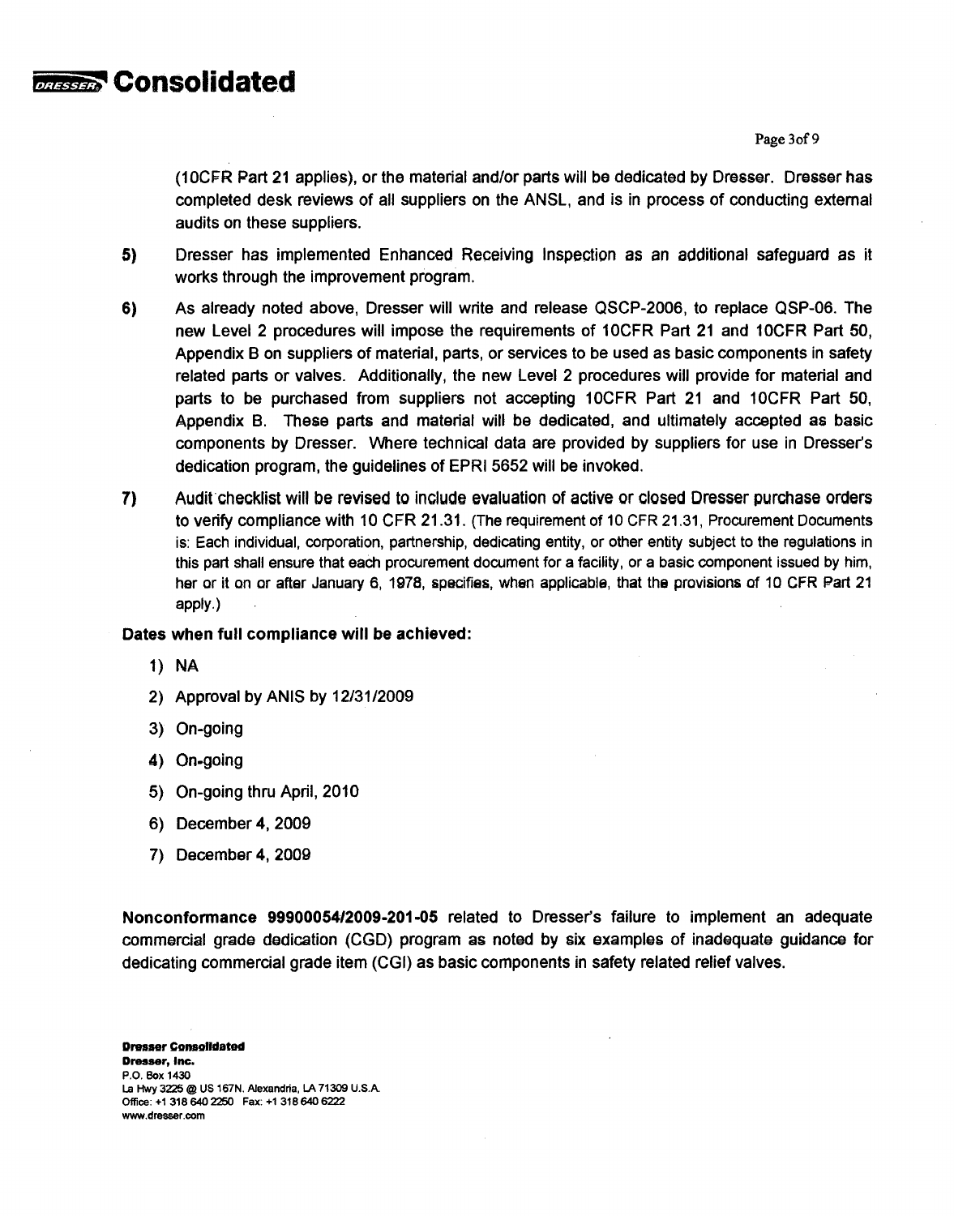(10CFR Part 21 applies), or the material and/or parts will be dedicated by Dresser. Dresser has completed desk reviews of all suppliers on the ANSL, and is in process of conducting external audits on these suppliers.

5) Dresser has implemented Enhanced Receiving Inspection as an additional safeguard as it works through the improvement program.

6) As already noted above, Dresser will write and release QSCP-2006, to replace QSP-06. The new Level 2 procedures will impose the requirements of 10CFR Part 21 and 10CFR Part 50, Appendix B on suppliers of material, parts, or services to be used as basic components in safety related parts or valves. Additionally, the new Level 2 procedures will provide for material and parts to be purchased from suppliers not accepting 10CFR Part 21 and 10CFR Part 50, Appendix B. These parts and material will be dedicated, and ultimately accepted as basic components by Dresser. Where technical data are provided by suppliers for use in Dresser's dedication program, the guidelines of EPRI 5652 will be invoked.

7) Audit checklist will be revised to include evaluation of active or closed Dresser purchase orders to verify compliance with 10 CFR 21.31. (The requirement of 10 CFR 21.31, Procurement Documents is: Each individual, corporation, partnership, dedicating entity, or other entity subject to the regulations in this part shall ensure that each procurement document for a facility, or a basic component issued by him, her or it on or after January 6, 1978, specifies, when applicable, that the provisions of 10 CFR Part 21 apply.)

**Dates when full compliance will be achieved:**

1) NA
2) Approval by ANIS by 12/31/2009
3) On-going
4) On-going
5) On-going thru April, 2010
6) December 4, 2009
7) December 4, 2009

**Nonconformance 99900054/2009-201-05** related to Dresser's failure to implement an adequate commercial grade dedication (CGD) program as noted by six examples of inadequate guidance for dedicating commercial grade item (CGI) as basic components in safety related relief valves.

**Dresser Consolidated**
**Dresser, Inc.**
P.O. Box 1430
La Hwy 3225 @ US 167N. Alexandria, LA 71309 U.S.A.
Office: +1 318 640 2250 Fax: +1 318 640 6222
www.dresser.com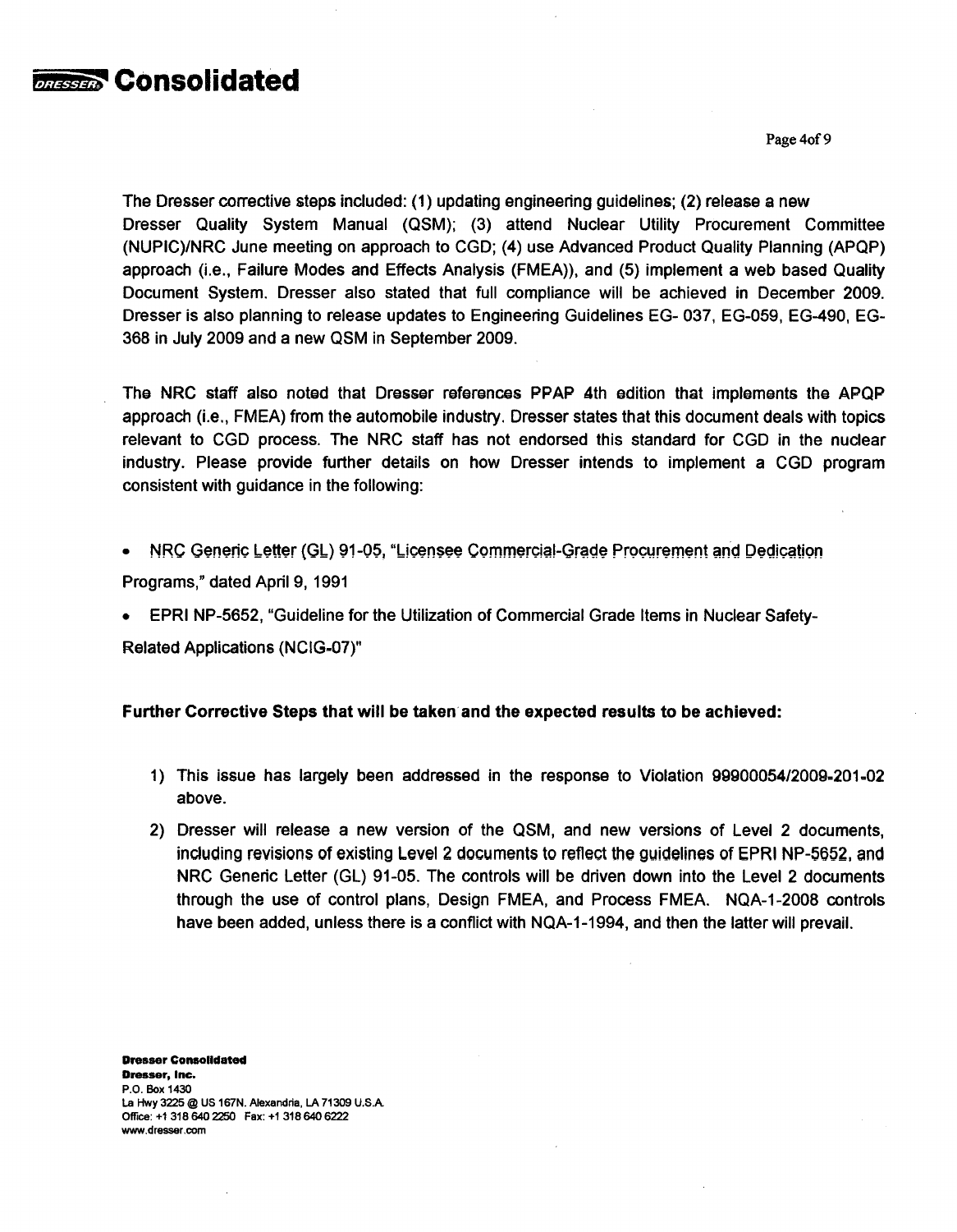The Dresser corrective steps included: (1) updating engineering guidelines; (2) release a new Dresser Quality System Manual (QSM); (3) attend Nuclear Utility Procurement Committee (NUPIC)/NRC June meeting on approach to CGD; (4) use Advanced Product Quality Planning (APQP) approach (i.e., Failure Modes and Effects Analysis (FMEA)), and (5) implement a web based Quality Document System. Dresser also stated that full compliance will be achieved in December 2009. Dresser is also planning to release updates to Engineering Guidelines EG- 037, EG-059, EG-490, EG-368 in July 2009 and a new QSM in September 2009.

The NRC staff also noted that Dresser references PPAP 4th edition that implements the APQP approach (i.e., FMEA) from the automobile industry. Dresser states that this document deals with topics relevant to CGD process. The NRC staff has not endorsed this standard for CGD in the nuclear industry. Please provide further details on how Dresser intends to implement a CGD program consistent with guidance in the following:

- NRC Generic Letter (GL) 91-05, "Licensee Commercial-Grade Procurement and Dedication Programs," dated April 9, 1991
- EPRI NP-5652, "Guideline for the Utilization of Commercial Grade Items in Nuclear Safety-Related Applications (NCIG-07)"

**Further Corrective Steps that will be taken and the expected results to be achieved:**

1) This issue has largely been addressed in the response to Violation 99900054/2009-201-02 above.
2) Dresser will release a new version of the QSM, and new versions of Level 2 documents, including revisions of existing Level 2 documents to reflect the guidelines of EPRI NP-5652, and NRC Generic Letter (GL) 91-05. The controls will be driven down into the Level 2 documents through the use of control plans, Design FMEA, and Process FMEA. NQA-1-2008 controls have been added, unless there is a conflict with NQA-1-1994, and then the latter will prevail.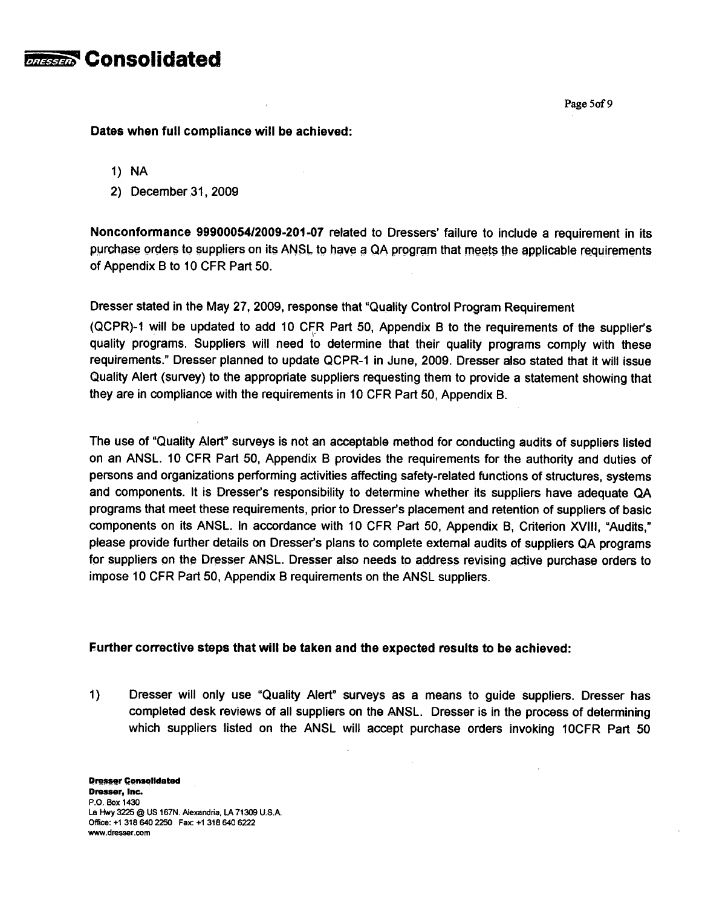**Dates when full compliance will be achieved:**

1) NA
2) December 31, 2009

**Nonconformance 99900054/2009-201-07** related to Dressers' failure to include a requirement in its purchase orders to suppliers on its ANSL to have a QA program that meets the applicable requirements of Appendix B to 10 CFR Part 50.

Dresser stated in the May 27, 2009, response that "Quality Control Program Requirement (QCPR)-1 will be updated to add 10 CFR Part 50, Appendix B to the requirements of the supplier's quality programs. Suppliers will need to determine that their quality programs comply with these requirements." Dresser planned to update QCPR-1 in June, 2009. Dresser also stated that it will issue Quality Alert (survey) to the appropriate suppliers requesting them to provide a statement showing that they are in compliance with the requirements in 10 CFR Part 50, Appendix B.

The use of "Quality Alert" surveys is not an acceptable method for conducting audits of suppliers listed on an ANSL. 10 CFR Part 50, Appendix B provides the requirements for the authority and duties of persons and organizations performing activities affecting safety-related functions of structures, systems and components. It is Dresser's responsibility to determine whether its suppliers have adequate QA programs that meet these requirements, prior to Dresser's placement and retention of suppliers of basic components on its ANSL. In accordance with 10 CFR Part 50, Appendix B, Criterion XVIII, "Audits," please provide further details on Dresser's plans to complete external audits of suppliers QA programs for suppliers on the Dresser ANSL. Dresser also needs to address revising active purchase orders to impose 10 CFR Part 50, Appendix B requirements on the ANSL suppliers.

**Further corrective steps that will be taken and the expected results to be achieved:**

1) Dresser will only use "Quality Alert" surveys as a means to guide suppliers. Dresser has completed desk reviews of all suppliers on the ANSL. Dresser is in the process of determining which suppliers listed on the ANSL will accept purchase orders invoking 10CFR Part 50

**Dresser Consolidated**
**Dresser, Inc.**
P.O. Box 1430
La Hwy 3225 @ US 167N. Alexandria, LA 71309 U.S.A.
Office: +1 318 640 2250 Fax: +1 318 640 6222
www.dresser.com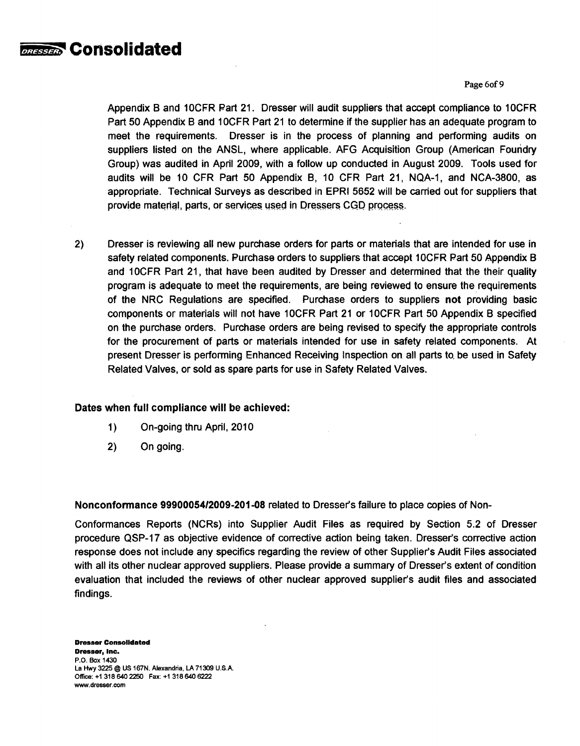Appendix B and 10CFR Part 21. Dresser will audit suppliers that accept compliance to 10CFR Part 50 Appendix B and 10CFR Part 21 to determine if the supplier has an adequate program to meet the requirements. Dresser is in the process of planning and performing audits on suppliers listed on the ANSL, where applicable. AFG Acquisition Group (American Foundry Group) was audited in April 2009, with a follow up conducted in August 2009. Tools used for audits will be 10 CFR Part 50 Appendix B, 10 CFR Part 21, NQA-1, and NCA-3800, as appropriate. Technical Surveys as described in EPRI 5652 will be carried out for suppliers that provide material, parts, or services used in Dressers CGD process.

2) Dresser is reviewing all new purchase orders for parts or materials that are intended for use in safety related components. Purchase orders to suppliers that accept 10CFR Part 50 Appendix B and 10CFR Part 21, that have been audited by Dresser and determined that the their quality program is adequate to meet the requirements, are being reviewed to ensure the requirements of the NRC Regulations are specified. Purchase orders to suppliers **not** providing basic components or materials will not have 10CFR Part 21 or 10CFR Part 50 Appendix B specified on the purchase orders. Purchase orders are being revised to specify the appropriate controls for the procurement of parts or materials intended for use in safety related components. At present Dresser is performing Enhanced Receiving Inspection on all parts to be used in Safety Related Valves, or sold as spare parts for use in Safety Related Valves.

**Dates when full compliance will be achieved:**

1) On-going thru April, 2010
2) On going.

**Nonconformance 99900054/2009-201-08** related to Dresser's failure to place copies of Non-Conformances Reports (NCRs) into Supplier Audit Files as required by Section 5.2 of Dresser procedure QSP-17 as objective evidence of corrective action being taken. Dresser's corrective action response does not include any specifics regarding the review of other Supplier's Audit Files associated with all its other nuclear approved suppliers. Please provide a summary of Dresser's extent of condition evaluation that included the reviews of other nuclear approved supplier's audit files and associated findings.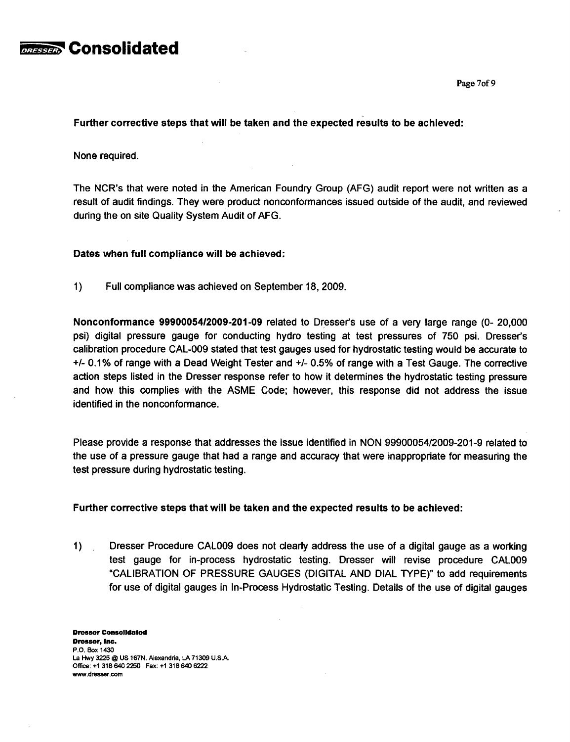**Further corrective steps that will be taken and the expected results to be achieved:**

None required.

The NCR's that were noted in the American Foundry Group (AFG) audit report were not written as a result of audit findings. They were product nonconformances issued outside of the audit, and reviewed during the on site Quality System Audit of AFG.

**Dates when full compliance will be achieved:**

1) Full compliance was achieved on September 18, 2009.

**Nonconformance 99900054/2009-201-09** related to Dresser's use of a very large range (0- 20,000 psi) digital pressure gauge for conducting hydro testing at test pressures of 750 psi. Dresser's calibration procedure CAL-009 stated that test gauges used for hydrostatic testing would be accurate to +/- 0.1% of range with a Dead Weight Tester and +/- 0.5% of range with a Test Gauge. The corrective action steps listed in the Dresser response refer to how it determines the hydrostatic testing pressure and how this complies with the ASME Code; however, this response did not address the issue identified in the nonconformance.

Please provide a response that addresses the issue identified in NON 99900054/2009-201-9 related to the use of a pressure gauge that had a range and accuracy that were inappropriate for measuring the test pressure during hydrostatic testing.

**Further corrective steps that will be taken and the expected results to be achieved:**

1) Dresser Procedure CAL009 does not clearly address the use of a digital gauge as a working test gauge for in-process hydrostatic testing. Dresser will revise procedure CAL009 "CALIBRATION OF PRESSURE GAUGES (DIGITAL AND DIAL TYPE)" to add requirements for use of digital gauges in In-Process Hydrostatic Testing. Details of the use of digital gauges

**Dresser Consolidated**
**Dresser, Inc.**
P.O. Box 1430
La Hwy 3225 @ US 167N. Alexandria, LA 71309 U.S.A.
Office: +1 318 640 2250 Fax: +1 318 640 6222
www.dresser.com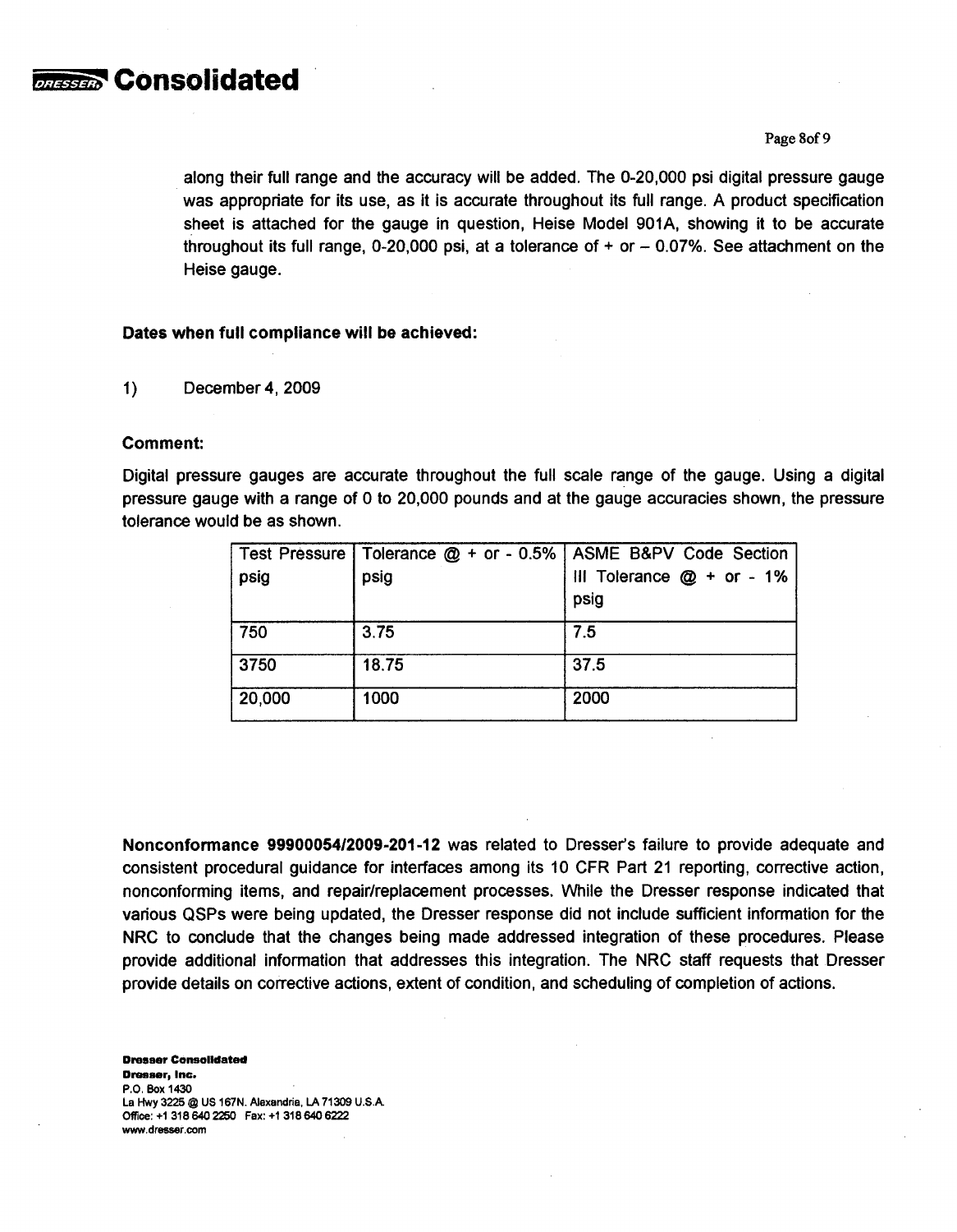along their full range and the accuracy will be added. The 0-20,000 psi digital pressure gauge was appropriate for its use, as it is accurate throughout its full range. A product specification sheet is attached for the gauge in question, Heise Model 901A, showing it to be accurate throughout its full range, 0-20,000 psi, at a tolerance of + or – 0.07%. See attachment on the Heise gauge.

**Dates when full compliance will be achieved:**

1) December 4, 2009

**Comment:**

Digital pressure gauges are accurate throughout the full scale range of the gauge. Using a digital pressure gauge with a range of 0 to 20,000 pounds and at the gauge accuracies shown, the pressure tolerance would be as shown.

| Test Pressure psig | Tolerance @ + or - 0.5% psig | ASME B&PV Code Section III Tolerance @ + or - 1% psig |
|---|---|---|
| 750 | 3.75 | 7.5 |
| 3750 | 18.75 | 37.5 |
| 20,000 | 1000 | 2000 |

**Nonconformance 99900054/2009-201-12** was related to Dresser's failure to provide adequate and consistent procedural guidance for interfaces among its 10 CFR Part 21 reporting, corrective action, nonconforming items, and repair/replacement processes. While the Dresser response indicated that various QSPs were being updated, the Dresser response did not include sufficient information for the NRC to conclude that the changes being made addressed integration of these procedures. Please provide additional information that addresses this integration. The NRC staff requests that Dresser provide details on corrective actions, extent of condition, and scheduling of completion of actions.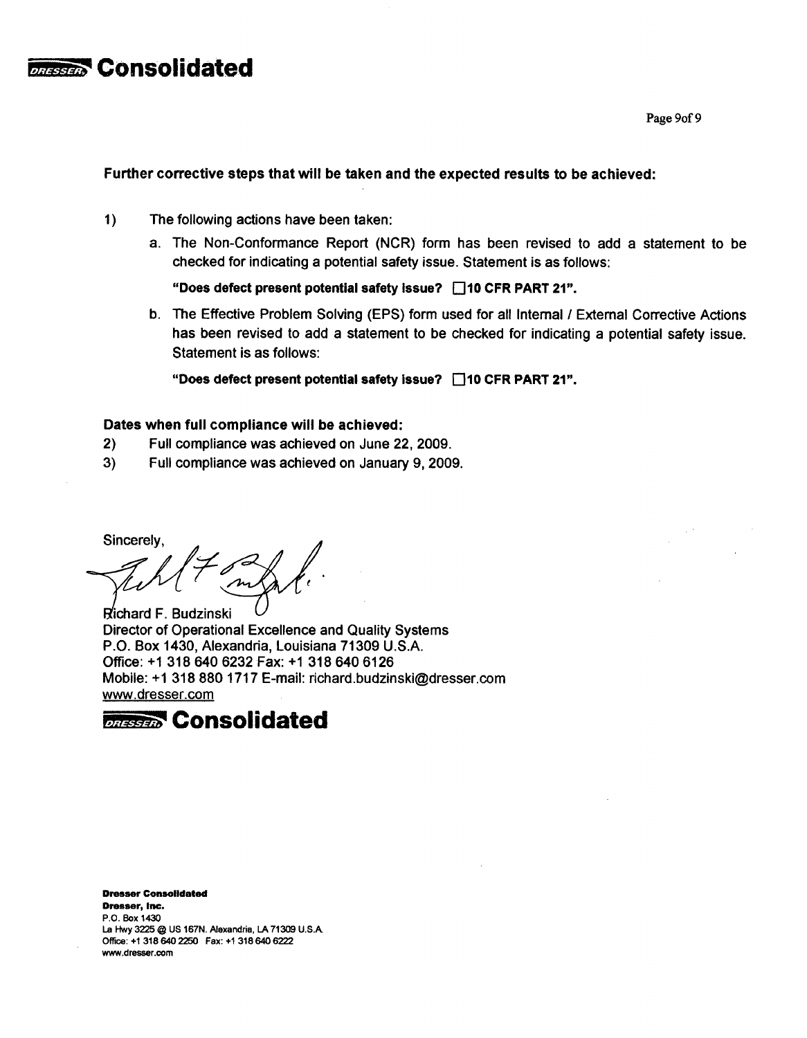# Consolidated

**Further corrective steps that will be taken and the expected results to be achieved:**

1) The following actions have been taken:

   a. The Non-Conformance Report (NCR) form has been revised to add a statement to be checked for indicating a potential safety issue. Statement is as follows:

   **"Does defect present potential safety issue? ☐10 CFR PART 21".**

   b. The Effective Problem Solving (EPS) form used for all Internal / External Corrective Actions has been revised to add a statement to be checked for indicating a potential safety issue. Statement is as follows:

   **"Does defect present potential safety issue? ☐10 CFR PART 21".**

**Dates when full compliance will be achieved:**

2) Full compliance was achieved on June 22, 2009.

3) Full compliance was achieved on January 9, 2009.

Sincerely,

Richard F. Budzinski
Director of Operational Excellence and Quality Systems
P.O. Box 1430, Alexandria, Louisiana 71309 U.S.A.
Office: +1 318 640 6232 Fax: +1 318 640 6126
Mobile: +1 318 880 1717 E-mail: richard.budzinski@dresser.com
www.dresser.com

**Consolidated**

**Dresser Consolidated**
**Dresser, Inc.**
P.O. Box 1430
La Hwy 3225 @ US 167N. Alexandria, LA 71309 U.S.A.
Office: +1 318 640 2250 Fax: +1 318 640 6222
www.dresser.com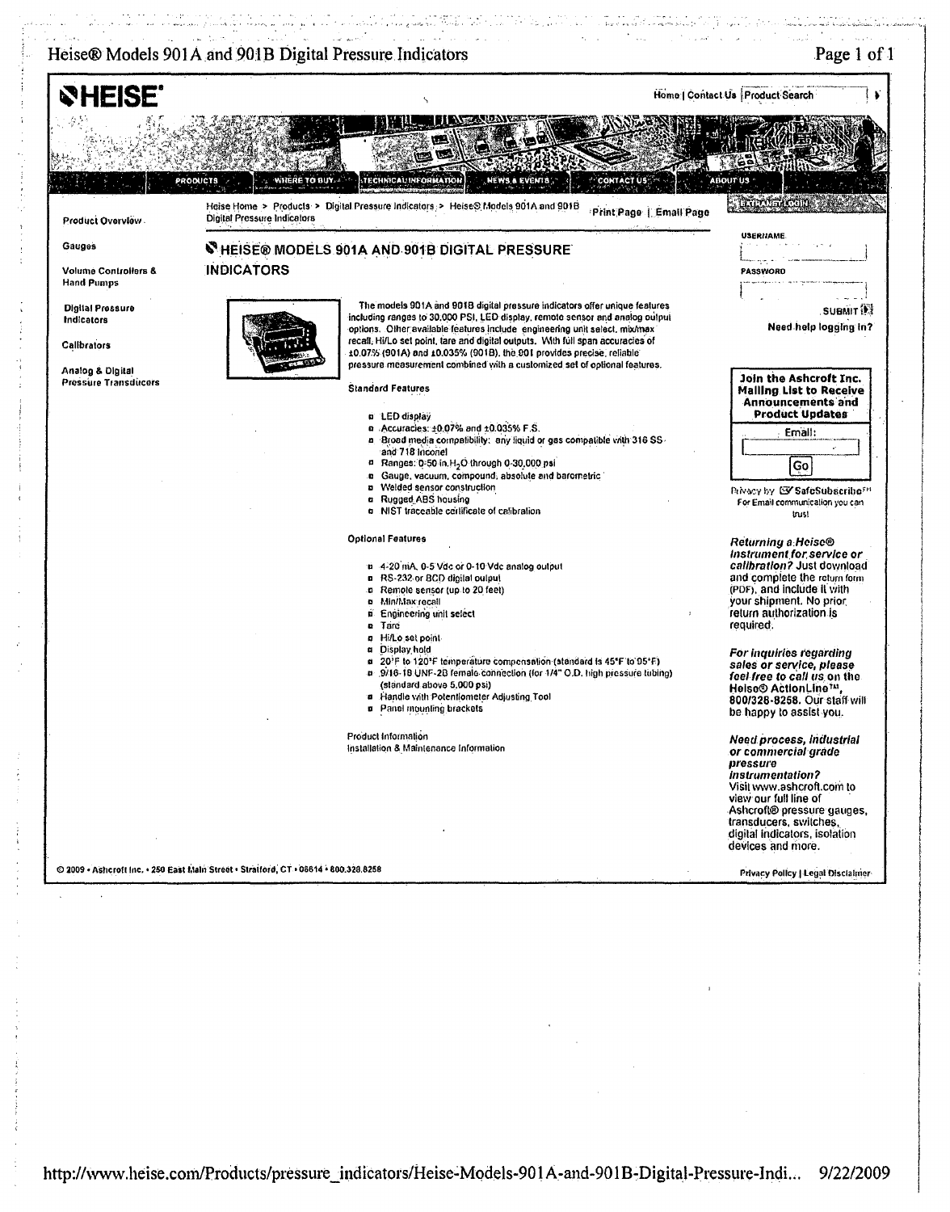# Heise® Models 901A and 901B Digital Pressure Indicators

HEISE®

Home | Contact Us | Product Search

PRODUCTS | WHERE TO BUY | TECHNICAL INFORMATION | NEWS & EVENTS | CONTACT US | ABOUT US

- Product Overview
- Gauges
- Volume Controllers & Hand Pumps
- Digital Pressure Indicators
- Calibrators
- Analog & Digital Pressure Transducers

Heise Home > Products > Digital Pressure Indicators > Heise® Models 901A and 901B Digital Pressure Indicators

Print Page | Email Page

## HEISE® MODELS 901A AND 901B DIGITAL PRESSURE INDICATORS

The models 901A and 901B digital pressure indicators offer unique features including ranges to 30,000 PSI, LED display, remote sensor and analog output options. Other available features include engineering unit select, min/max recall, Hi/Lo set point, tare and digital outputs. With full span accuracies of ±0.07% (901A) and ±0.035% (901B), the 901 provides precise, reliable pressure measurement combined with a customized set of optional features.

### Standard Features

- LED display
- Accuracies: ±0.07% and ±0.035% F.S.
- Broad media compatibility: any liquid or gas compatible with 316 SS and 718 Inconel
- Ranges: 0-50 in. $H_2O$ through 0-30,000 psi
- Gauge, vacuum, compound, absolute and barometric
- Welded sensor construction
- Rugged ABS housing
- NIST traceable certificate of calibration

### Optional Features

- 4-20 mA, 0-5 Vdc or 0-10 Vdc analog output
- RS-232 or BCD digital output
- Remote sensor (up to 20 feet)
- Min/Max recall
- Engineering unit select
- Tare
- Hi/Lo set point
- Display hold
- 20°F to 120°F temperature compensation (standard is 45°F to 95°F)
- 9/16-18 UNF-2B female connection (for 1/4" O.D. high pressure tubing) (standard above 5,000 psi)
- Handle with Potentiometer Adjusting Tool
- Panel mounting brackets

Product Information
Installation & Maintenance Information

USERNAME

PASSWORD

SUBMIT

Need help logging in?

**Join the Ashcroft Inc. Mailing List to Receive Announcements and Product Updates**

Email:

Go

Privacy by SafeSubscribe℠
For Email communication you can trust

***Returning a Heise® instrument for service or calibration?*** Just download and complete the return form (PDF), and include it with your shipment. No prior return authorization is required.

***For inquiries regarding sales or service, please feel free to call us*** on the Heise® ActionLine™, 800/328-8258. Our staff will be happy to assist you.

***Need process, industrial or commercial grade pressure instrumentation?*** Visit www.ashcroft.com to view our full line of Ashcroft® pressure gauges, transducers, switches, digital indicators, isolation devices and more.

© 2009 • Ashcroft Inc. • 250 East Main Street • Stratford, CT • 06614 • 800.328.8258

Privacy Policy | Legal Disclaimer

http://www.heise.com/Products/pressure_indicators/Heise-Models-901A-and-901B-Digital-Pressure-Indi... 9/22/2009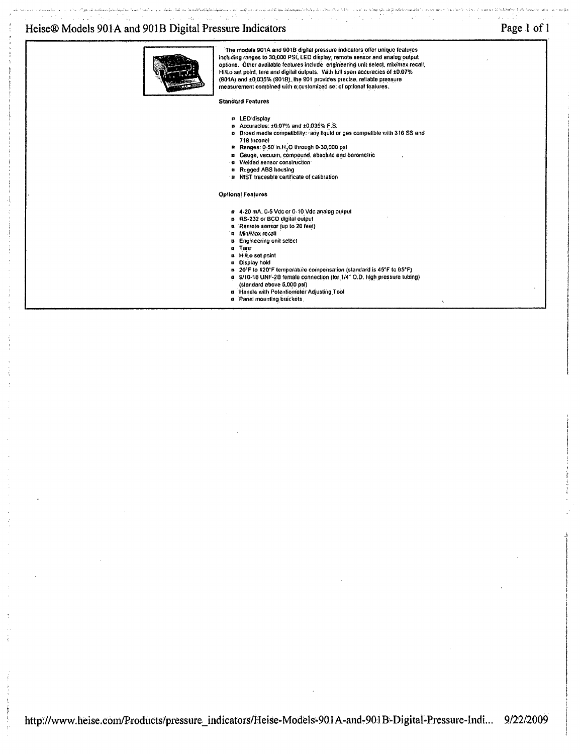# Heise® Models 901A and 901B Digital Pressure Indicators

The models 901A and 901B digital pressure indicators offer unique features including ranges to 30,000 PSI, LED display, remote sensor and analog output options. Other available features include engineering unit select, min/max recall, Hi/Lo set point, tare and digital outputs. With full span accuracies of ±0.07% (901A) and ±0.035% (901B), the 901 provides precise, reliable pressure measurement combined with a customized set of optional features.

**Standard Features**

- LED display
- Accuracies: ±0.07% and ±0.035% F.S.
- Broad media compatibility: any liquid or gas compatible with 316 SS and 718 Inconel
- Ranges: 0-50 in.$H_2O$ through 0-30,000 psi
- Gauge, vacuum, compound, absolute and barometric
- Welded sensor construction
- Rugged ABS housing
- NIST traceable certificate of calibration

**Optional Features**

- 4-20 mA, 0-5 Vdc or 0-10 Vdc analog output
- RS-232 or BCD digital output
- Remote sensor (up to 20 feet)
- Min/Max recall
- Engineering unit select
- Tare
- Hi/Lo set point
- Display hold
- 20°F to 120°F temperature compensation (standard is 45°F to 95°F)
- 9/16-18 UNF-2B female connection (for 1/4" O.D. high pressure tubing) (standard above 5,000 psi)
- Handle with Potentiometer Adjusting Tool
- Panel mounting brackets